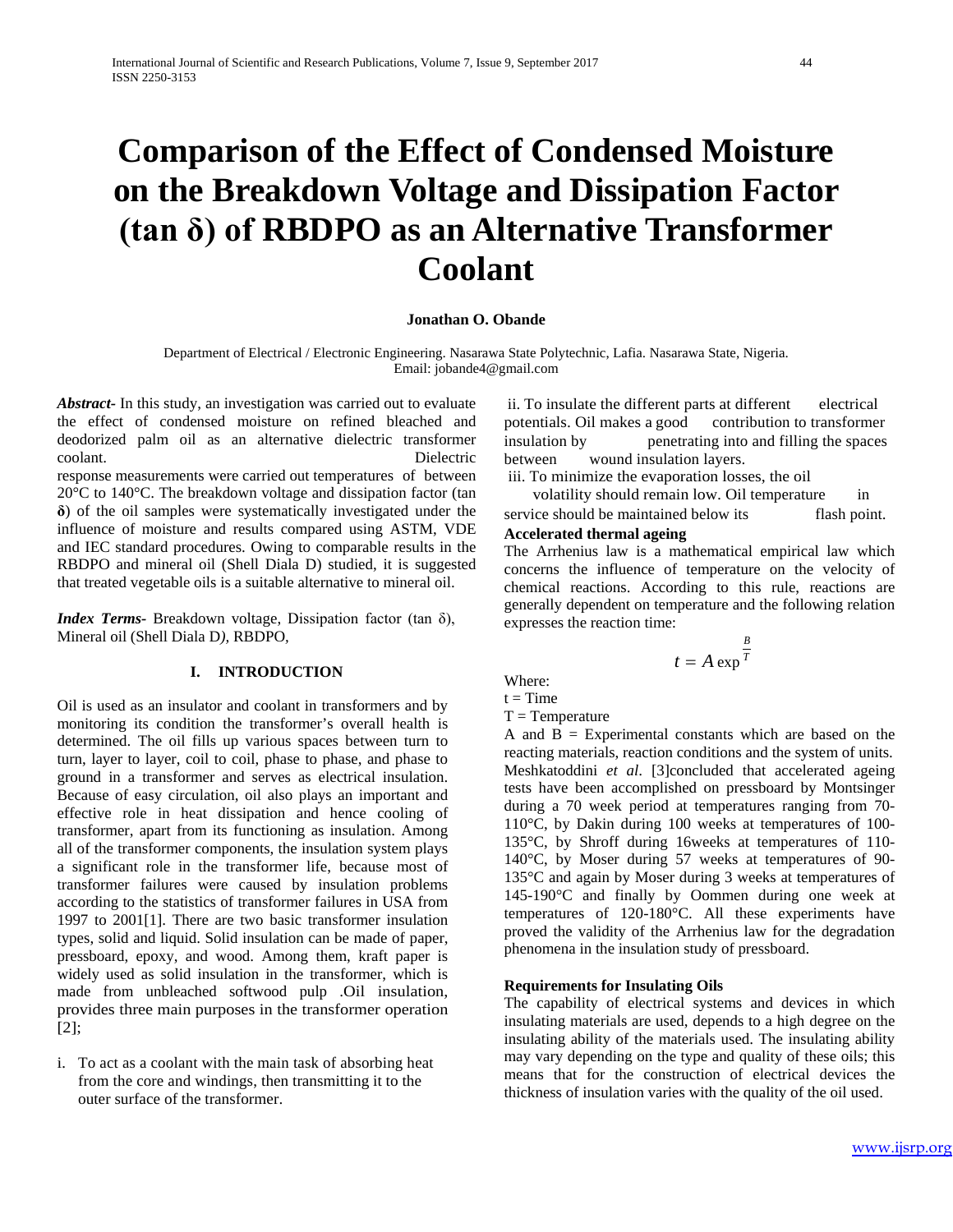# Comparison of the Effect of Condensed Moisture on the Breakdown Voltage and Dissipation Factor (tan δ) of RBDPO as an Alternative Transformer Coolant

**Jonathan O. Obande**

Department of Electrical / Electronic Engineering. Nasarawa State Polytechnic, Lafia. Nasarawa State, Nigeria.
Email: jobande4@gmail.com

***Abstract-*** In this study, an investigation was carried out to evaluate the effect of condensed moisture on refined bleached and deodorized palm oil as an alternative dielectric transformer coolant. Dielectric response measurements were carried out temperatures of between 20°C to 140°C. The breakdown voltage and dissipation factor (tan **δ**) of the oil samples were systematically investigated under the influence of moisture and results compared using ASTM, VDE and IEC standard procedures. Owing to comparable results in the RBDPO and mineral oil (Shell Diala D) studied, it is suggested that treated vegetable oils is a suitable alternative to mineral oil.

***Index Terms-*** Breakdown voltage, Dissipation factor (tan δ), Mineral oil (Shell Diala D*)*, RBDPO,

## I. INTRODUCTION

Oil is used as an insulator and coolant in transformers and by monitoring its condition the transformer's overall health is determined. The oil fills up various spaces between turn to turn, layer to layer, coil to coil, phase to phase, and phase to ground in a transformer and serves as electrical insulation. Because of easy circulation, oil also plays an important and effective role in heat dissipation and hence cooling of transformer, apart from its functioning as insulation. Among all of the transformer components, the insulation system plays a significant role in the transformer life, because most of transformer failures were caused by insulation problems according to the statistics of transformer failures in USA from 1997 to 2001[1]. There are two basic transformer insulation types, solid and liquid. Solid insulation can be made of paper, pressboard, epoxy, and wood. Among them, kraft paper is widely used as solid insulation in the transformer, which is made from unbleached softwood pulp .Oil insulation, provides three main purposes in the transformer operation [2];

i. To act as a coolant with the main task of absorbing heat from the core and windings, then transmitting it to the outer surface of the transformer.

ii. To insulate the different parts at different electrical potentials. Oil makes a good contribution to transformer insulation by penetrating into and filling the spaces between wound insulation layers.

iii. To minimize the evaporation losses, the oil volatility should remain low. Oil temperature in service should be maintained below its flash point.

**Accelerated thermal ageing**

The Arrhenius law is a mathematical empirical law which concerns the influence of temperature on the velocity of chemical reactions. According to this rule, reactions are generally dependent on temperature and the following relation expresses the reaction time:

$$t = A \exp^{\frac{B}{T}}$$

Where:
t = Time
T = Temperature
A and B = Experimental constants which are based on the reacting materials, reaction conditions and the system of units.

Meshkatoddini *et al*. [3]concluded that accelerated ageing tests have been accomplished on pressboard by Montsinger during a 70 week period at temperatures ranging from 70-110°C, by Dakin during 100 weeks at temperatures of 100-135°C, by Shroff during 16weeks at temperatures of 110-140°C, by Moser during 57 weeks at temperatures of 90-135°C and again by Moser during 3 weeks at temperatures of 145-190°C and finally by Oommen during one week at temperatures of 120-180°C. All these experiments have proved the validity of the Arrhenius law for the degradation phenomena in the insulation study of pressboard.

**Requirements for Insulating Oils**

The capability of electrical systems and devices in which insulating materials are used, depends to a high degree on the insulating ability of the materials used. The insulating ability may vary depending on the type and quality of these oils; this means that for the construction of electrical devices the thickness of insulation varies with the quality of the oil used.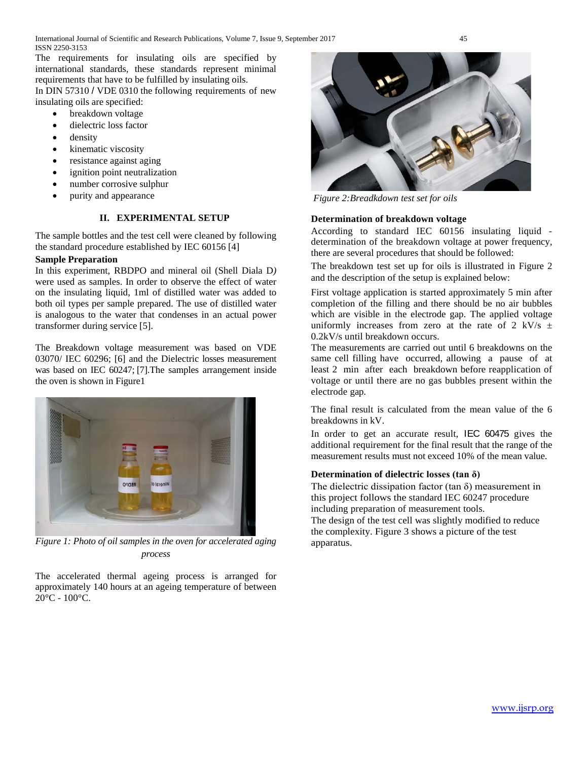The requirements for insulating oils are specified by international standards, these standards represent minimal requirements that have to be fulfilled by insulating oils.

In DIN 57310 / VDE 0310 the following requirements of new insulating oils are specified:

- breakdown voltage
- dielectric loss factor
- density
- kinematic viscosity
- resistance against aging
- ignition point neutralization
- number corrosive sulphur
- purity and appearance

## II. EXPERIMENTAL SETUP

The sample bottles and the test cell were cleaned by following the standard procedure established by IEC 60156 [4]

**Sample Preparation**

In this experiment, RBDPO and mineral oil (Shell Diala D) were used as samples. In order to observe the effect of water on the insulating liquid, 1ml of distilled water was added to both oil types per sample prepared. The use of distilled water is analogous to the water that condenses in an actual power transformer during service [5].

The Breakdown voltage measurement was based on VDE 03070/ IEC 60296; [6] and the Dielectric losses measurement was based on IEC 60247; [7].The samples arrangement inside the oven is shown in Figure1

*Figure 1: Photo of oil samples in the oven for accelerated aging process*

The accelerated thermal ageing process is arranged for approximately 140 hours at an ageing temperature of between 20°C - 100°C.

*Figure 2:Breadkdown test set for oils*

**Determination of breakdown voltage**

According to standard IEC 60156 insulating liquid - determination of the breakdown voltage at power frequency, there are several procedures that should be followed:

The breakdown test set up for oils is illustrated in Figure 2 and the description of the setup is explained below:

First voltage application is started approximately 5 min after completion of the filling and there should be no air bubbles which are visible in the electrode gap. The applied voltage uniformly increases from zero at the rate of 2 kV/s ± 0.2kV/s until breakdown occurs.

The measurements are carried out until 6 breakdowns on the same cell filling have occurred, allowing a pause of at least 2 min after each breakdown before reapplication of voltage or until there are no gas bubbles present within the electrode gap.

The final result is calculated from the mean value of the 6 breakdowns in kV.

In order to get an accurate result, IEC 60475 gives the additional requirement for the final result that the range of the measurement results must not exceed 10% of the mean value.

**Determination of dielectric losses (tan δ)**

The dielectric dissipation factor (tan δ) measurement in this project follows the standard IEC 60247 procedure including preparation of measurement tools.

The design of the test cell was slightly modified to reduce the complexity. Figure 3 shows a picture of the test apparatus.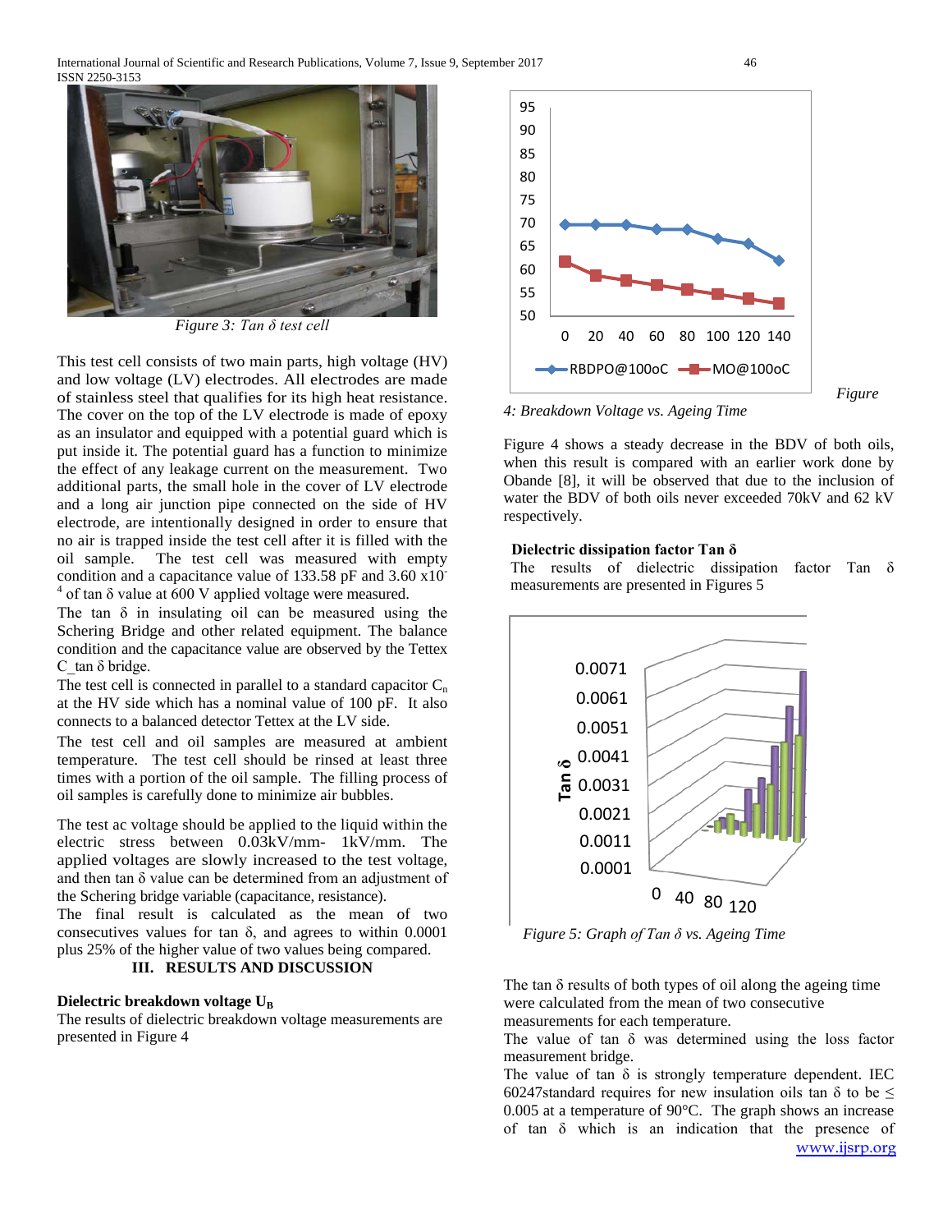Figure 3: Tan δ test cell

This test cell consists of two main parts, high voltage (HV) and low voltage (LV) electrodes. All electrodes are made of stainless steel that qualifies for its high heat resistance. The cover on the top of the LV electrode is made of epoxy as an insulator and equipped with a potential guard which is put inside it. The potential guard has a function to minimize the effect of any leakage current on the measurement. Two additional parts, the small hole in the cover of LV electrode and a long air junction pipe connected on the side of HV electrode, are intentionally designed in order to ensure that no air is trapped inside the test cell after it is filled with the oil sample. The test cell was measured with empty condition and a capacitance value of 133.58 pF and 3.60 x$10^{-4}$ of tan δ value at 600 V applied voltage were measured.

The tan δ in insulating oil can be measured using the Schering Bridge and other related equipment. The balance condition and the capacitance value are observed by the Tettex C_tan δ bridge.

The test cell is connected in parallel to a standard capacitor $C_n$ at the HV side which has a nominal value of 100 pF. It also connects to a balanced detector Tettex at the LV side.

The test cell and oil samples are measured at ambient temperature. The test cell should be rinsed at least three times with a portion of the oil sample. The filling process of oil samples is carefully done to minimize air bubbles.

The test ac voltage should be applied to the liquid within the electric stress between 0.03kV/mm- 1kV/mm. The applied voltages are slowly increased to the test voltage, and then tan δ value can be determined from an adjustment of the Schering bridge variable (capacitance, resistance).

The final result is calculated as the mean of two consecutives values for tan δ, and agrees to within 0.0001 plus 25% of the higher value of two values being compared.

## III. RESULTS AND DISCUSSION

**Dielectric breakdown voltage $U_B$**

The results of dielectric breakdown voltage measurements are presented in Figure 4

Figure 4: Breakdown Voltage vs. Ageing Time

Figure 4 shows a steady decrease in the BDV of both oils, when this result is compared with an earlier work done by Obande [8], it will be observed that due to the inclusion of water the BDV of both oils never exceeded 70kV and 62 kV respectively.

**Dielectric dissipation factor Tan δ**

The results of dielectric dissipation factor Tan δ measurements are presented in Figures 5

Figure 5: Graph of Tan δ vs. Ageing Time

The tan δ results of both types of oil along the ageing time were calculated from the mean of two consecutive measurements for each temperature.

The value of tan δ was determined using the loss factor measurement bridge.

The value of tan δ is strongly temperature dependent. IEC 60247standard requires for new insulation oils tan δ to be ≤ 0.005 at a temperature of 90°C. The graph shows an increase of tan δ which is an indication that the presence of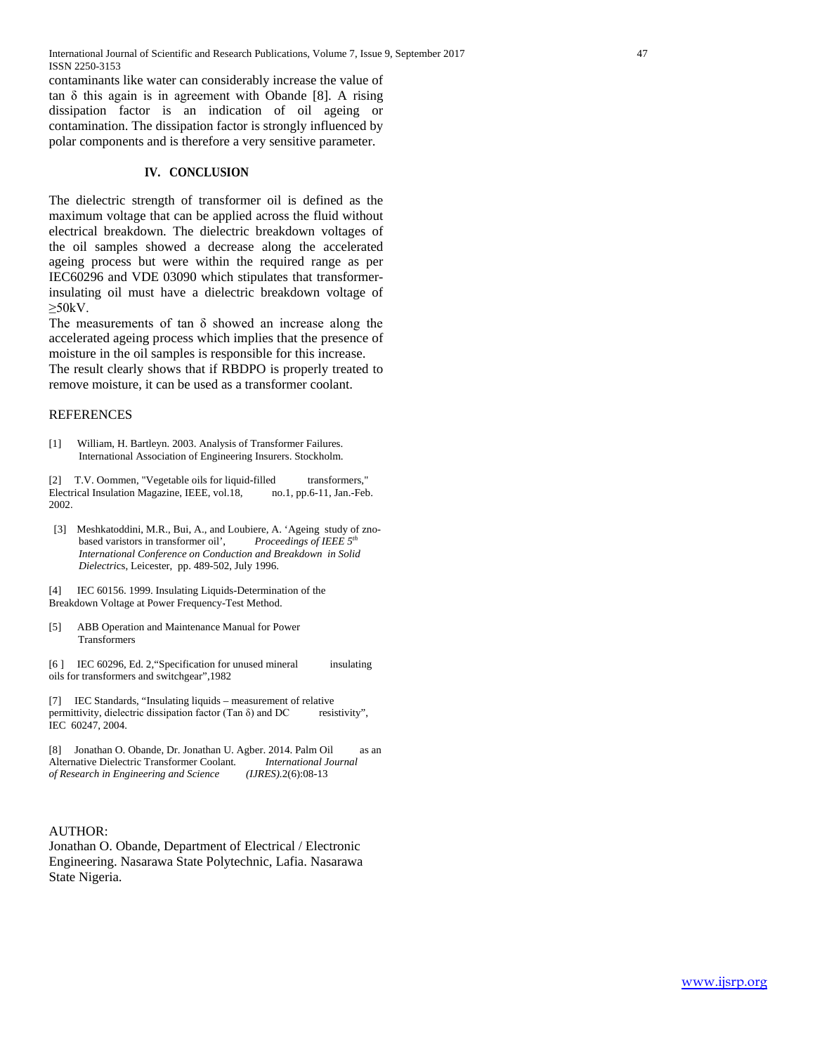contaminants like water can considerably increase the value of tan δ this again is in agreement with Obande [8]. A rising dissipation factor is an indication of oil ageing or contamination. The dissipation factor is strongly influenced by polar components and is therefore a very sensitive parameter.

## IV. CONCLUSION

The dielectric strength of transformer oil is defined as the maximum voltage that can be applied across the fluid without electrical breakdown. The dielectric breakdown voltages of the oil samples showed a decrease along the accelerated ageing process but were within the required range as per IEC60296 and VDE 03090 which stipulates that transformer-insulating oil must have a dielectric breakdown voltage of ≥50kV.

The measurements of tan δ showed an increase along the accelerated ageing process which implies that the presence of moisture in the oil samples is responsible for this increase.

The result clearly shows that if RBDPO is properly treated to remove moisture, it can be used as a transformer coolant.

## REFERENCES

[1] William, H. Bartleyn. 2003. Analysis of Transformer Failures. International Association of Engineering Insurers. Stockholm.

[2] T.V. Oommen, "Vegetable oils for liquid-filled transformers," Electrical Insulation Magazine, IEEE, vol.18, no.1, pp.6-11, Jan.-Feb. 2002.

[3] Meshkatoddini, M.R., Bui, A., and Loubiere, A. 'Ageing study of zno-based varistors in transformer oil', *Proceedings of IEEE 5th International Conference on Conduction and Breakdown in Solid Dielectrics*, Leicester, pp. 489-502, July 1996.

[4] IEC 60156. 1999. Insulating Liquids-Determination of the Breakdown Voltage at Power Frequency-Test Method.

[5] ABB Operation and Maintenance Manual for Power Transformers

[6] IEC 60296, Ed. 2,"Specification for unused mineral insulating oils for transformers and switchgear",1982

[7] IEC Standards, "Insulating liquids – measurement of relative permittivity, dielectric dissipation factor (Tan δ) and DC resistivity", IEC 60247, 2004.

[8] Jonathan O. Obande, Dr. Jonathan U. Agber. 2014. Palm Oil as an Alternative Dielectric Transformer Coolant. *International Journal of Research in Engineering and Science (IJRES)*.2(6):08-13

AUTHOR:

Jonathan O. Obande, Department of Electrical / Electronic Engineering. Nasarawa State Polytechnic, Lafia. Nasarawa State Nigeria.